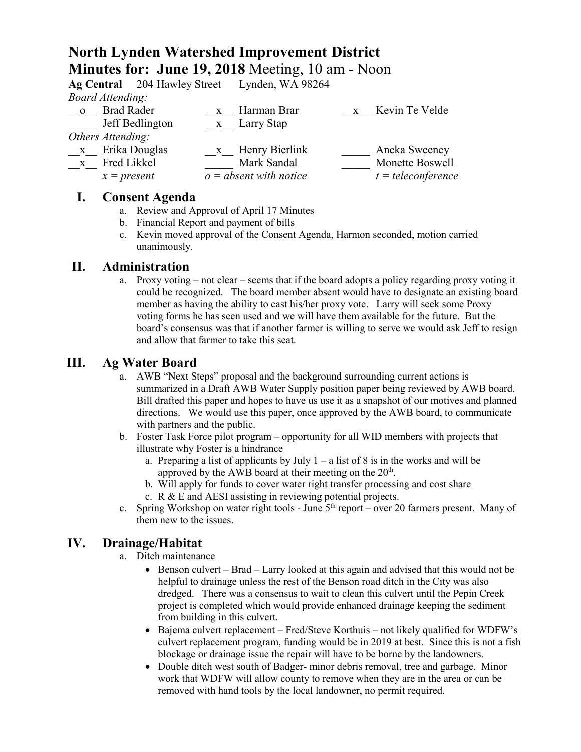# North Lynden Watershed Improvement District

## Minutes for: June 19, 2018 Meeting, 10 am - Noon

**Ag Central** 204 Hawley Street Lynden, WA 98264

*Board Attending:*

| | | | | | |
|---|---|---|---|---|---|
| __o__ | Brad Rader | __x__ | Harman Brar | __x__ | Kevin Te Velde |
| _____ | Jeff Bedlington | __x__ | Larry Stap | | |

*Others Attending:*

| | | | | | |
|---|---|---|---|---|---|
| __x__ | Erika Douglas | __x__ | Henry Bierlink | _____ | Aneka Sweeney |
| __x__ | Fred Likkel | _____ | Mark Sandal | _____ | Monette Boswell |
| | *x = present* | | *o = absent with notice* | | *t = teleconference* |

## I. Consent Agenda

a. Review and Approval of April 17 Minutes
b. Financial Report and payment of bills
c. Kevin moved approval of the Consent Agenda, Harmon seconded, motion carried unanimously.

## II. Administration

a. Proxy voting – not clear – seems that if the board adopts a policy regarding proxy voting it could be recognized. The board member absent would have to designate an existing board member as having the ability to cast his/her proxy vote. Larry will seek some Proxy voting forms he has seen used and we will have them available for the future. But the board's consensus was that if another farmer is willing to serve we would ask Jeff to resign and allow that farmer to take this seat.

## III. Ag Water Board

a. AWB "Next Steps" proposal and the background surrounding current actions is summarized in a Draft AWB Water Supply position paper being reviewed by AWB board. Bill drafted this paper and hopes to have us use it as a snapshot of our motives and planned directions. We would use this paper, once approved by the AWB board, to communicate with partners and the public.
b. Foster Task Force pilot program – opportunity for all WID members with projects that illustrate why Foster is a hindrance
   a. Preparing a list of applicants by July 1 – a list of 8 is in the works and will be approved by the AWB board at their meeting on the 20th.
   b. Will apply for funds to cover water right transfer processing and cost share
   c. R & E and AESI assisting in reviewing potential projects.
c. Spring Workshop on water right tools - June 5th report – over 20 farmers present. Many of them new to the issues.

## IV. Drainage/Habitat

a. Ditch maintenance
   - Benson culvert – Brad – Larry looked at this again and advised that this would not be helpful to drainage unless the rest of the Benson road ditch in the City was also dredged. There was a consensus to wait to clean this culvert until the Pepin Creek project is completed which would provide enhanced drainage keeping the sediment from building in this culvert.
   - Bajema culvert replacement – Fred/Steve Korthuis – not likely qualified for WDFW's culvert replacement program, funding would be in 2019 at best. Since this is not a fish blockage or drainage issue the repair will have to be borne by the landowners.
   - Double ditch west south of Badger- minor debris removal, tree and garbage. Minor work that WDFW will allow county to remove when they are in the area or can be removed with hand tools by the local landowner, no permit required.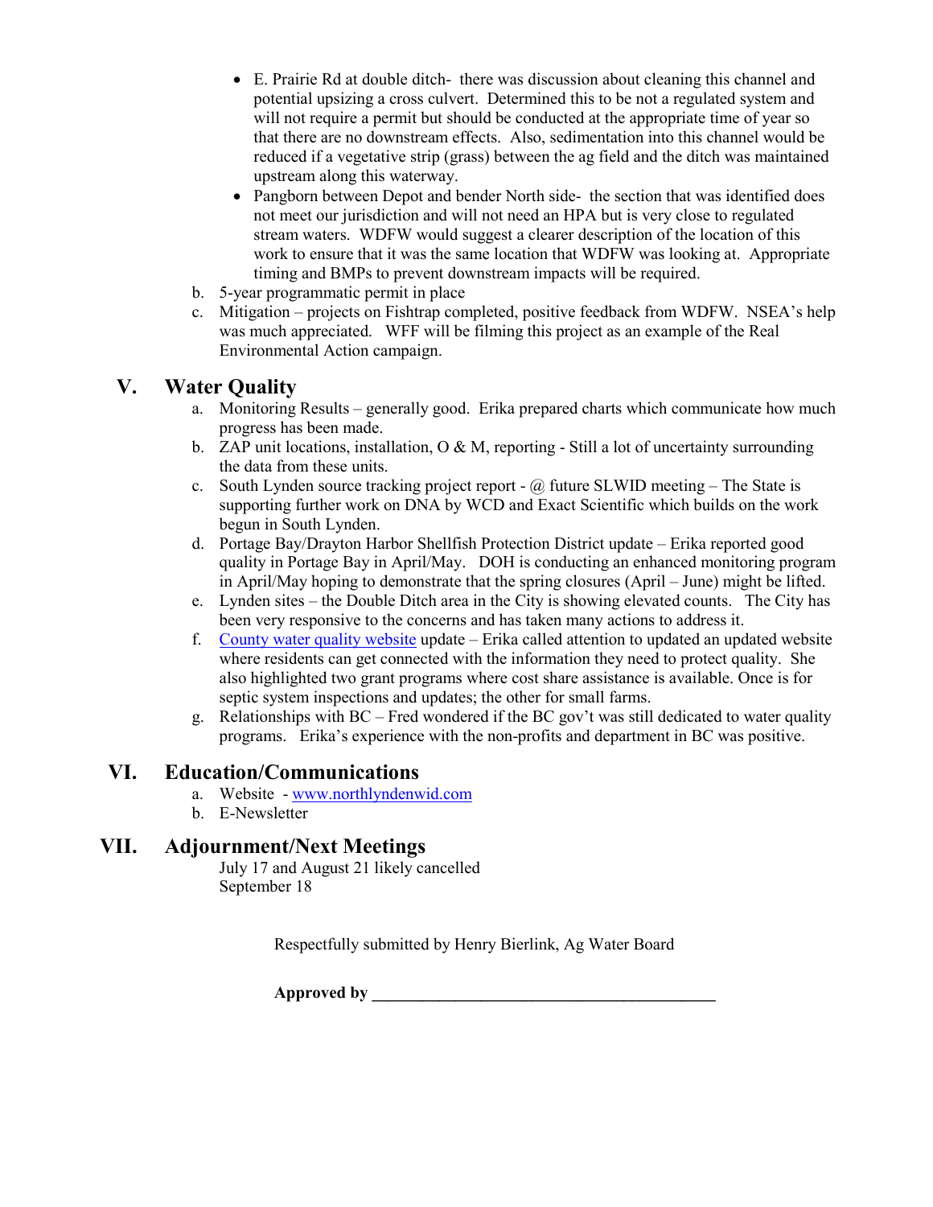- E. Prairie Rd at double ditch- there was discussion about cleaning this channel and potential upsizing a cross culvert. Determined this to be not a regulated system and will not require a permit but should be conducted at the appropriate time of year so that there are no downstream effects. Also, sedimentation into this channel would be reduced if a vegetative strip (grass) between the ag field and the ditch was maintained upstream along this waterway.
- Pangborn between Depot and bender North side- the section that was identified does not meet our jurisdiction and will not need an HPA but is very close to regulated stream waters. WDFW would suggest a clearer description of the location of this work to ensure that it was the same location that WDFW was looking at. Appropriate timing and BMPs to prevent downstream impacts will be required.

b. 5-year programmatic permit in place

c. Mitigation – projects on Fishtrap completed, positive feedback from WDFW. NSEA's help was much appreciated. WFF will be filming this project as an example of the Real Environmental Action campaign.

## V. Water Quality

a. Monitoring Results – generally good. Erika prepared charts which communicate how much progress has been made.

b. ZAP unit locations, installation, O & M, reporting - Still a lot of uncertainty surrounding the data from these units.

c. South Lynden source tracking project report - @ future SLWID meeting – The State is supporting further work on DNA by WCD and Exact Scientific which builds on the work begun in South Lynden.

d. Portage Bay/Drayton Harbor Shellfish Protection District update – Erika reported good quality in Portage Bay in April/May. DOH is conducting an enhanced monitoring program in April/May hoping to demonstrate that the spring closures (April – June) might be lifted.

e. Lynden sites – the Double Ditch area in the City is showing elevated counts. The City has been very responsive to the concerns and has taken many actions to address it.

f. County water quality website update – Erika called attention to updated an updated website where residents can get connected with the information they need to protect quality. She also highlighted two grant programs where cost share assistance is available. Once is for septic system inspections and updates; the other for small farms.

g. Relationships with BC – Fred wondered if the BC gov't was still dedicated to water quality programs. Erika's experience with the non-profits and department in BC was positive.

## VI. Education/Communications

a. Website - www.northlyndenwid.com

b. E-Newsletter

## VII. Adjournment/Next Meetings

July 17 and August 21 likely cancelled
September 18

Respectfully submitted by Henry Bierlink, Ag Water Board

**Approved by \_\_\_\_\_\_\_\_\_\_\_\_\_\_\_\_\_\_\_\_\_\_\_\_\_\_\_\_\_\_\_\_\_\_\_\_\_\_\_\_**